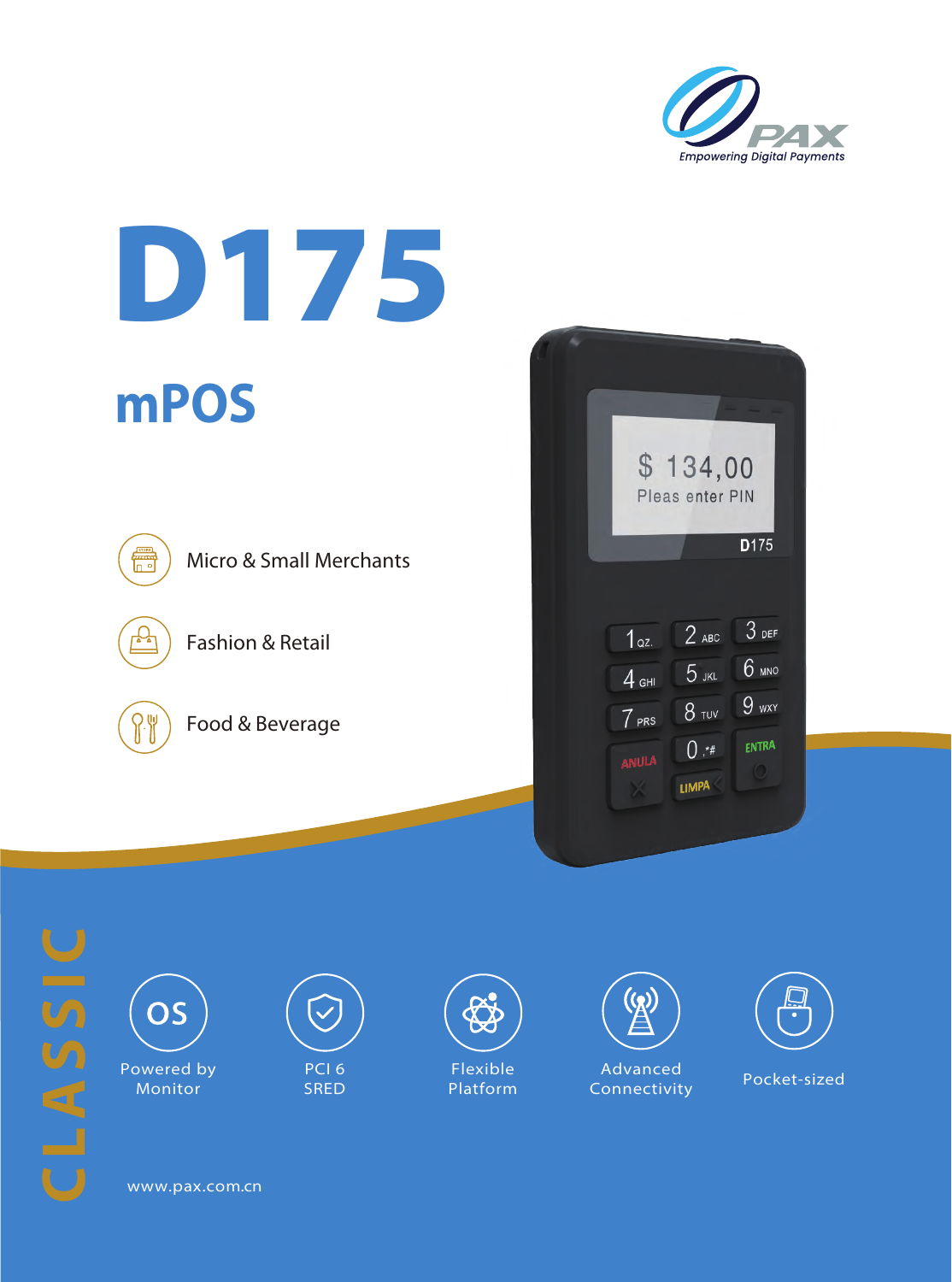PAX
Empowering Digital Payments

# D175

## mPOS

- Micro & Small Merchants
- Fashion & Retail
- Food & Beverage

CLASSIC

- Powered by Monitor
- PCI 6 SRED
- Flexible Platform
- Advanced Connectivity
- Pocket-sized

www.pax.com.cn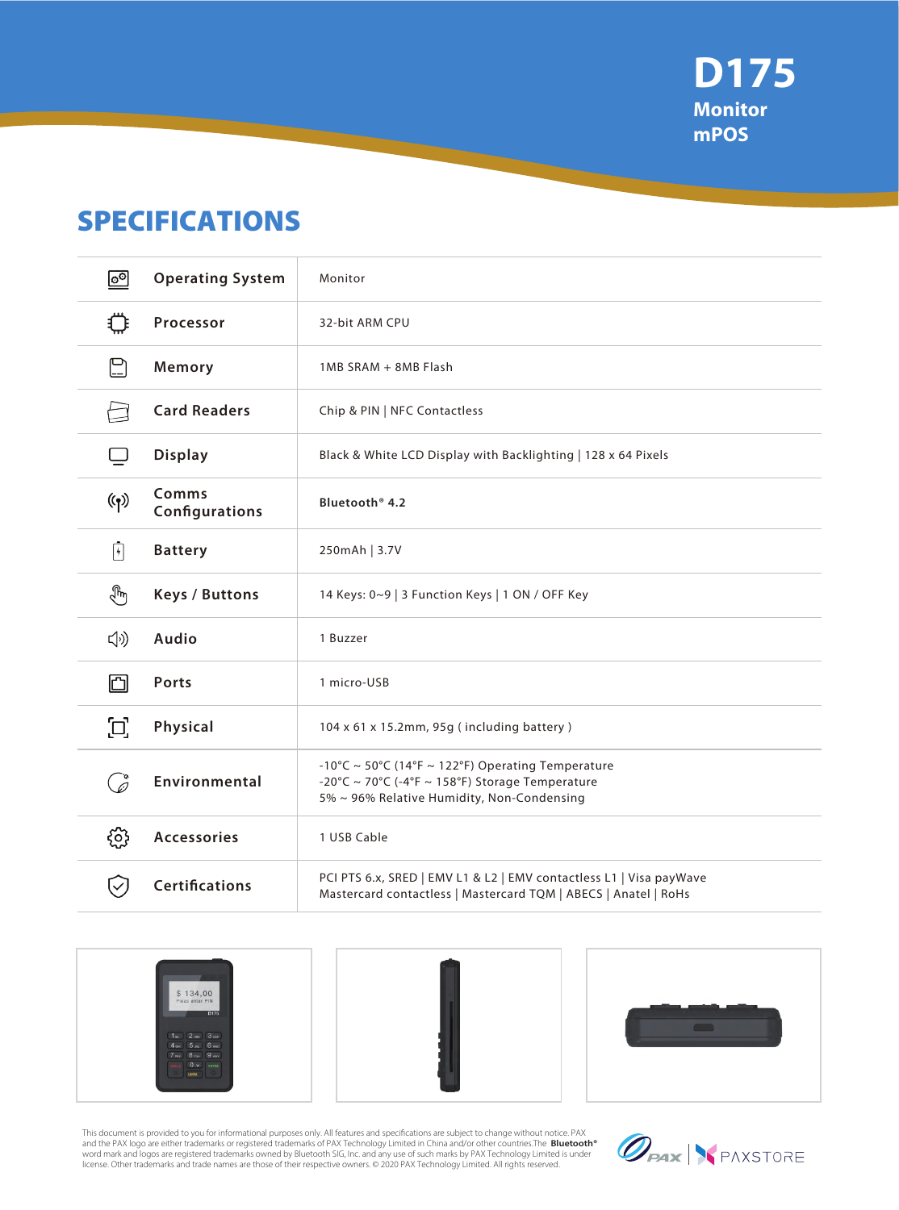# D175

## Monitor mPOS

## SPECIFICATIONS

| | |
|---|---|
| Operating System | Monitor |
| Processor | 32-bit ARM CPU |
| Memory | 1MB SRAM + 8MB Flash |
| Card Readers | Chip & PIN \| NFC Contactless |
| Display | Black & White LCD Display with Backlighting \| 128 x 64 Pixels |
| Comms Configurations | **Bluetooth® 4.2** |
| Battery | 250mAh \| 3.7V |
| Keys / Buttons | 14 Keys: 0~9 \| 3 Function Keys \| 1 ON / OFF Key |
| Audio | 1 Buzzer |
| Ports | 1 micro-USB |
| Physical | 104 x 61 x 15.2mm, 95g ( including battery ) |
| Environmental | -10°C ~ 50°C (14°F ~ 122°F) Operating Temperature<br>-20°C ~ 70°C (-4°F ~ 158°F) Storage Temperature<br>5% ~ 96% Relative Humidity, Non-Condensing |
| Accessories | 1 USB Cable |
| Certifications | PCI PTS 6.x, SRED \| EMV L1 & L2 \| EMV contactless L1 \| Visa payWave<br>Mastercard contactless \| Mastercard TQM \| ABECS \| Anatel \| RoHs |

This document is provided to you for informational purposes only. All features and specifications are subject to change without notice. PAX and the PAX logo are either trademarks or registered trademarks of PAX Technology Limited in China and/or other countries.The **Bluetooth®** word mark and logos are registered trademarks owned by Bluetooth SIG, Inc. and any use of such marks by PAX Technology Limited is under license. Other trademarks and trade names are those of their respective owners. © 2020 PAX Technology Limited. All rights reserved.